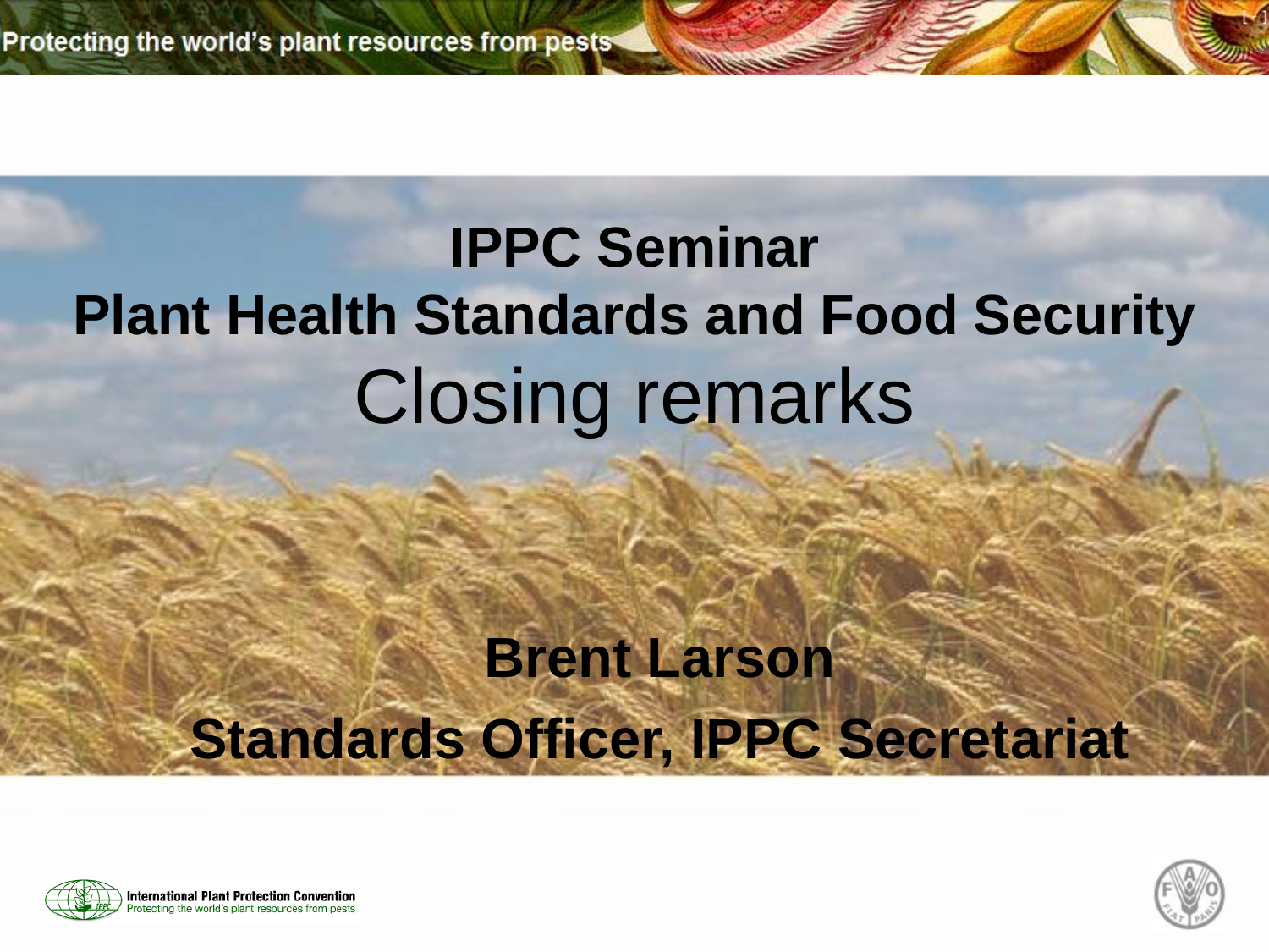# IPPC Seminar

# Plant Health Standards and Food Security

## Closing remarks

**Brent Larson**

**Standards Officer, IPPC Secretariat**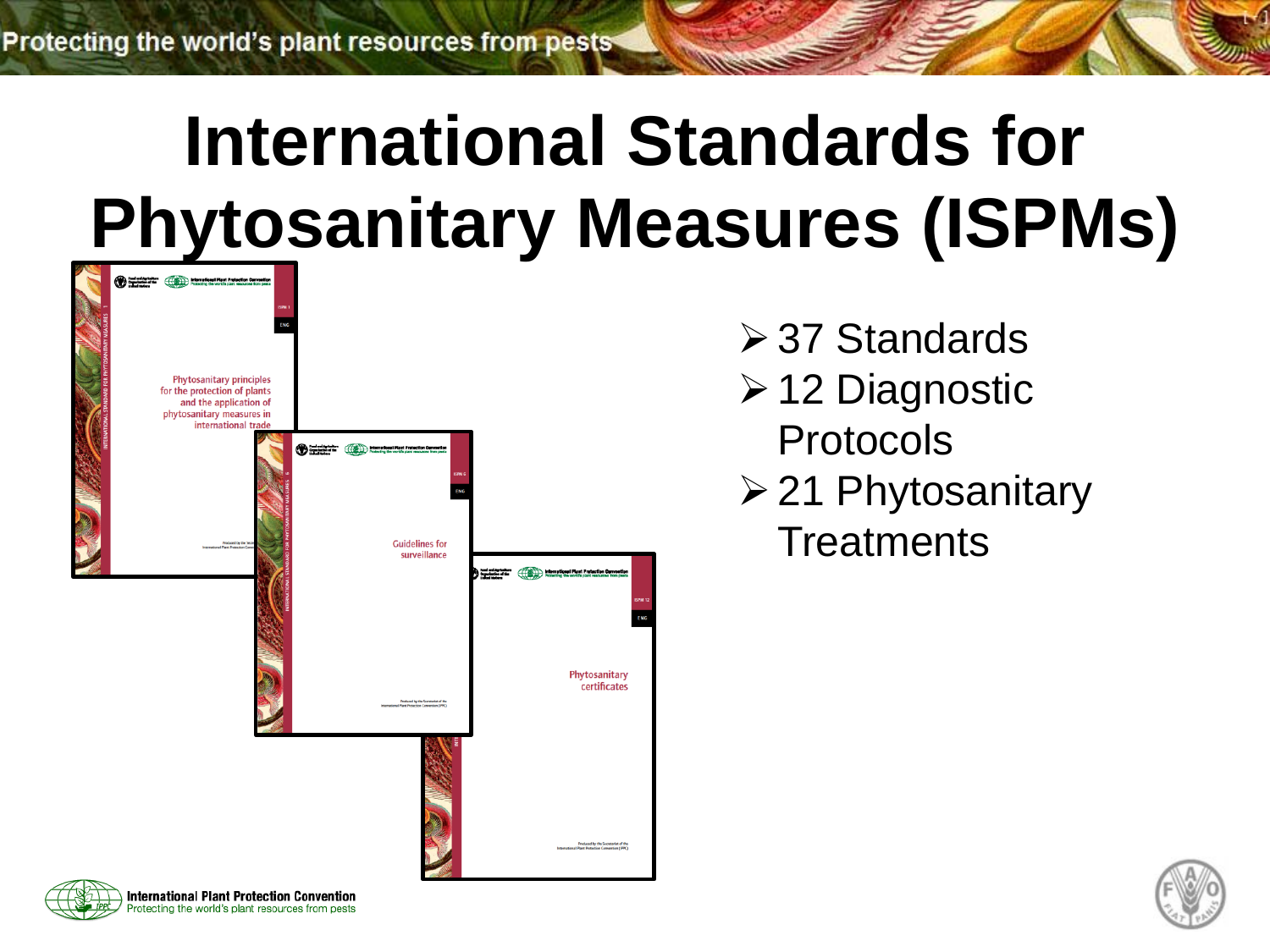# International Standards for Phytosanitary Measures (ISPMs)

- 37 Standards
- 12 Diagnostic Protocols
- 21 Phytosanitary Treatments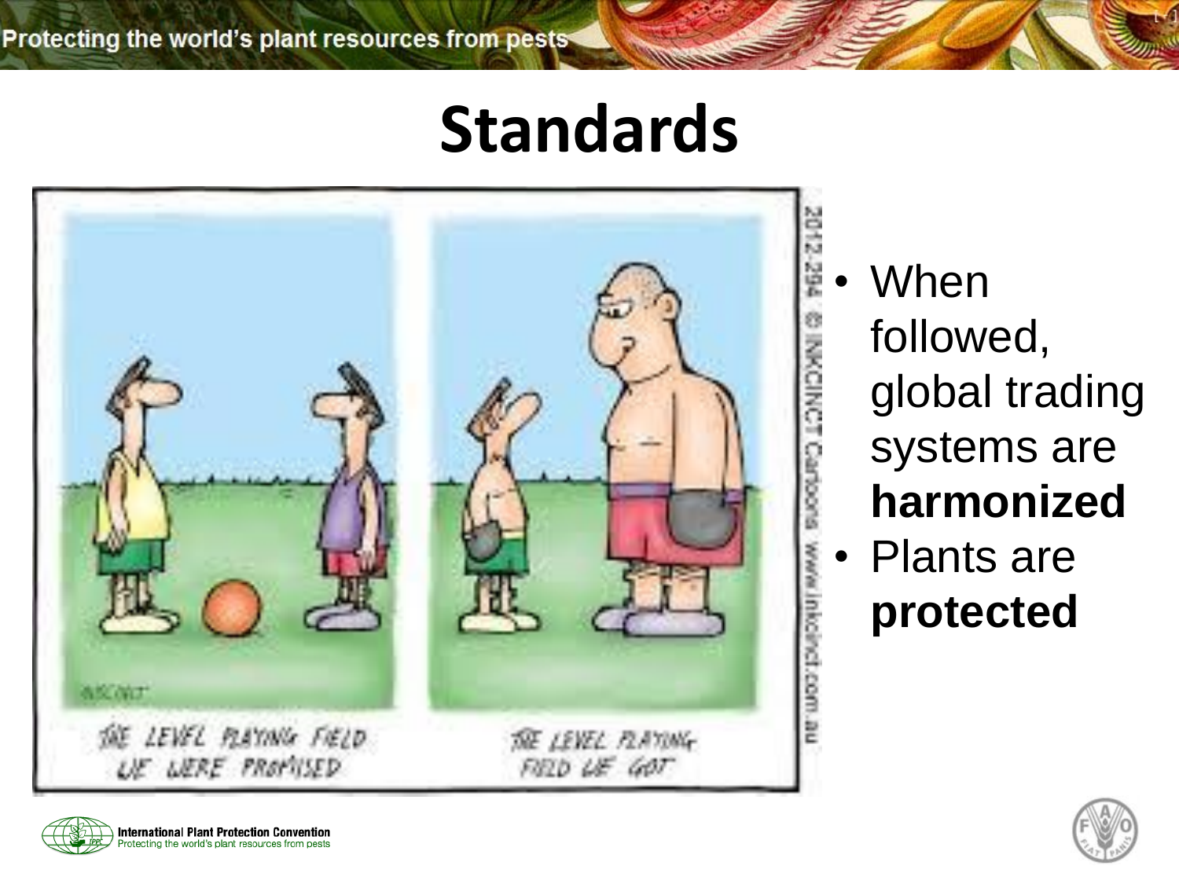# Standards

- When followed, global trading systems are **harmonized**
- Plants are **protected**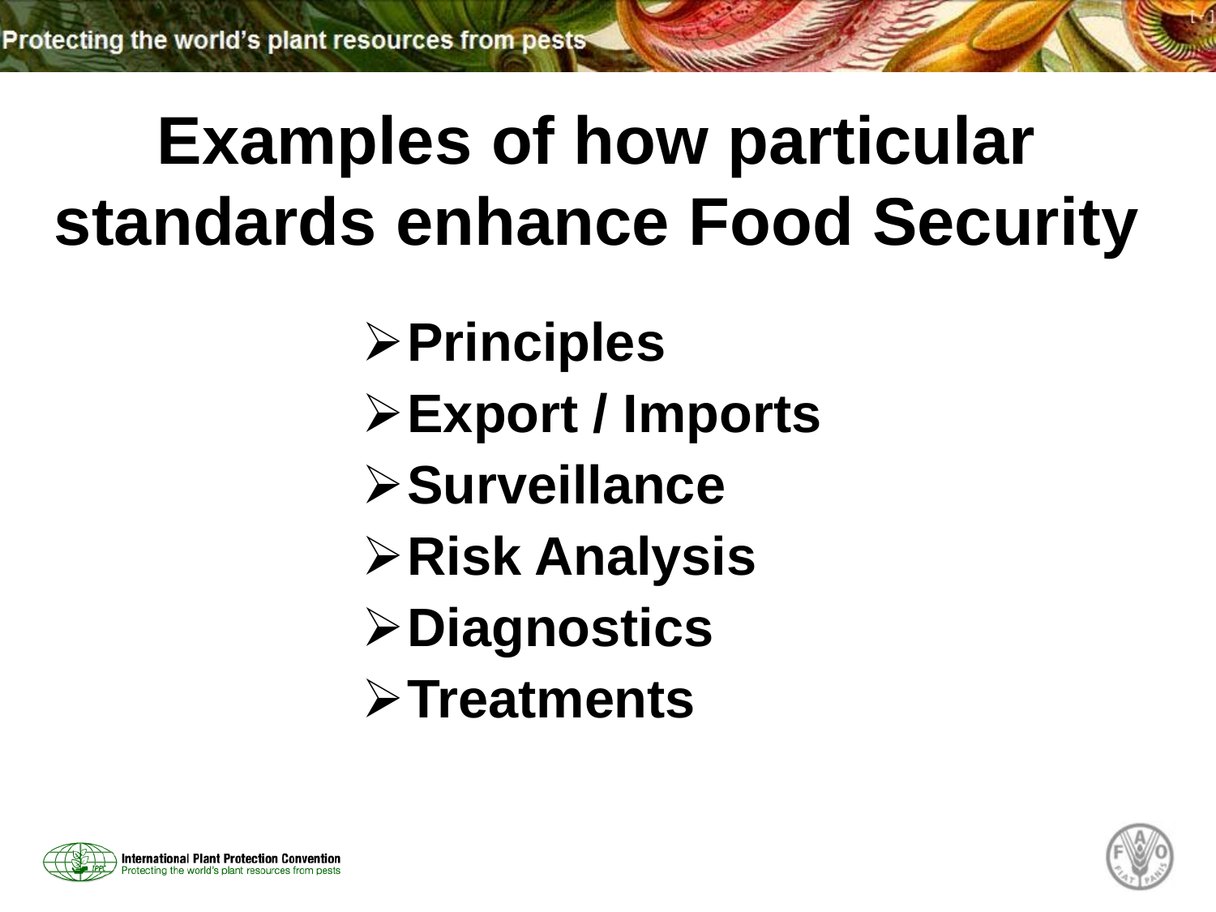# Examples of how particular standards enhance Food Security

- **Principles**
- **Export / Imports**
- **Surveillance**
- **Risk Analysis**
- **Diagnostics**
- **Treatments**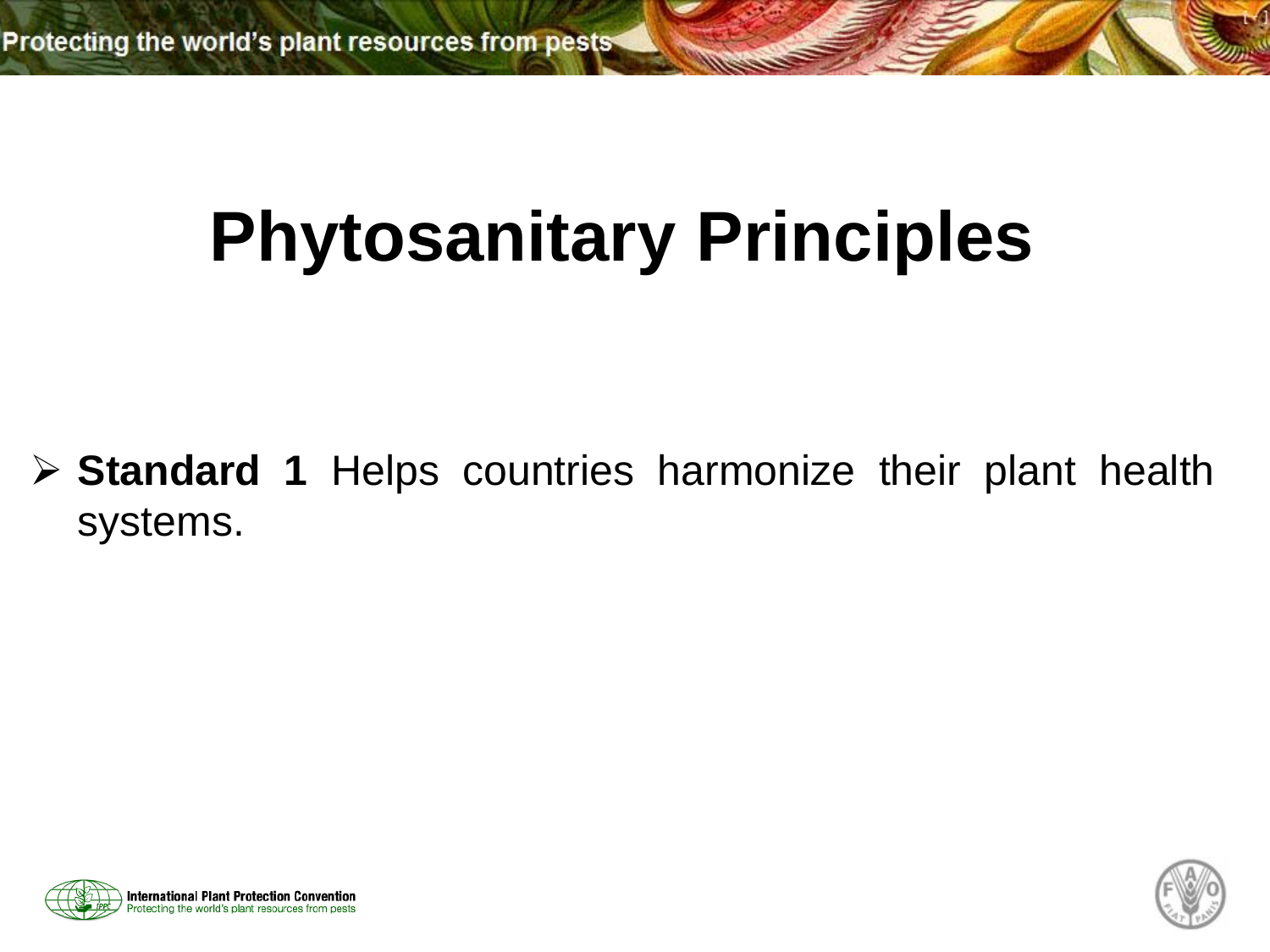# Phytosanitary Principles

- **Standard 1** Helps countries harmonize their plant health systems.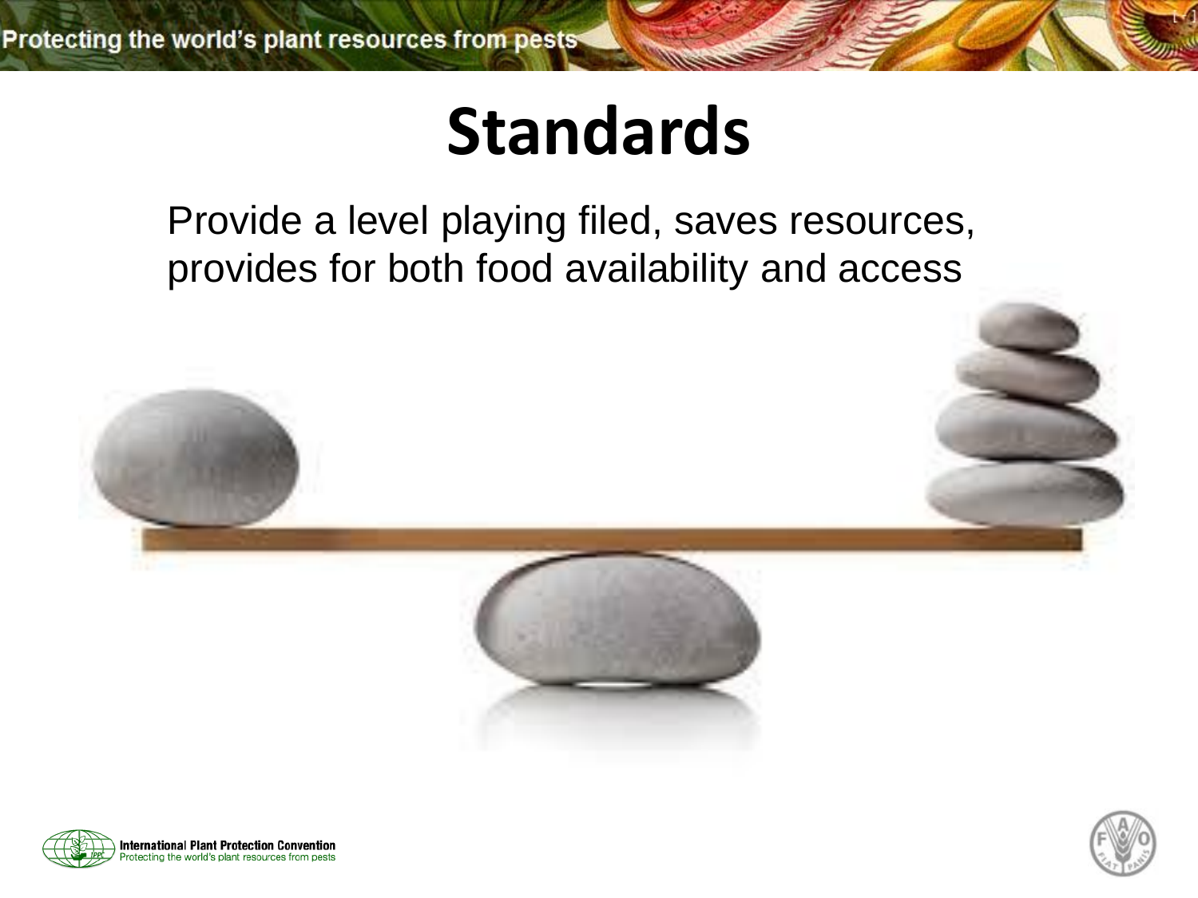# Standards

Provide a level playing filed, saves resources, provides for both food availability and access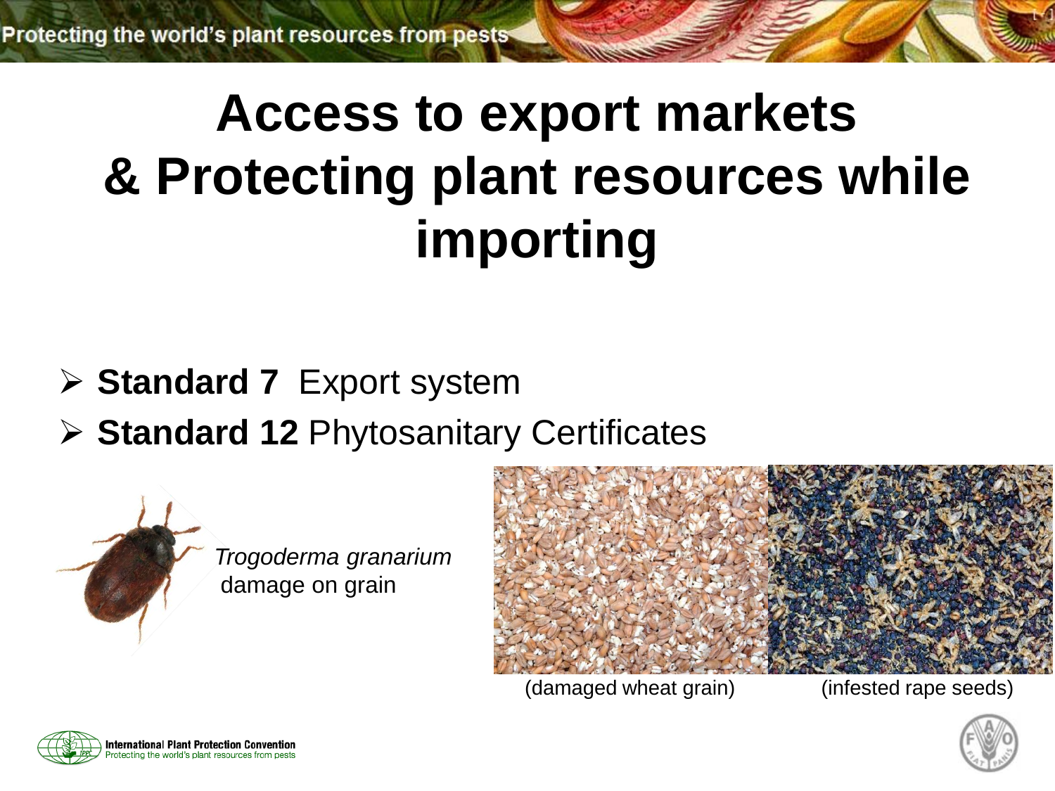# Access to export markets & Protecting plant resources while importing

- **Standard 7** Export system
- **Standard 12** Phytosanitary Certificates

*Trogoderma granarium* damage on grain

(damaged wheat grain)

(infested rape seeds)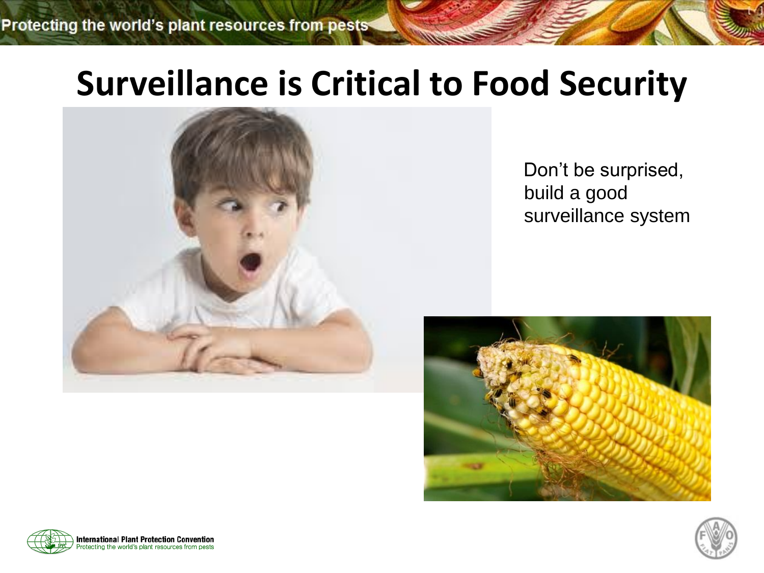# Surveillance is Critical to Food Security

Don't be surprised, build a good surveillance system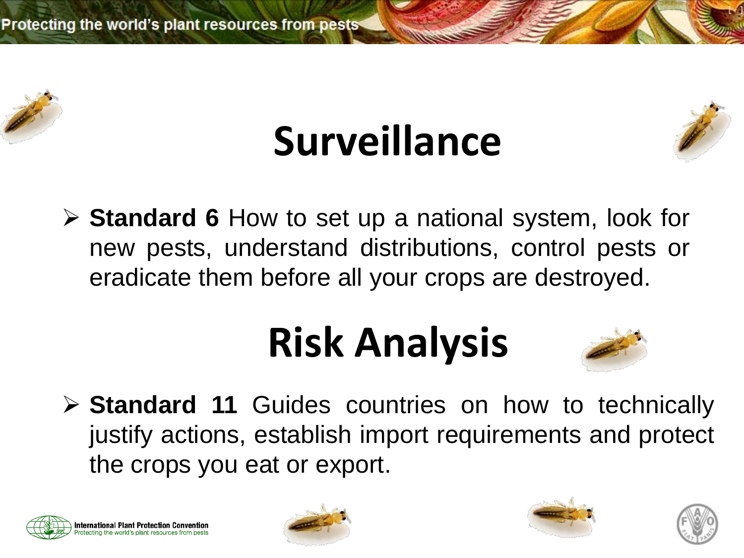# Surveillance

- **Standard 6** How to set up a national system, look for new pests, understand distributions, control pests or eradicate them before all your crops are destroyed.

# Risk Analysis

- **Standard 11** Guides countries on how to technically justify actions, establish import requirements and protect the crops you eat or export.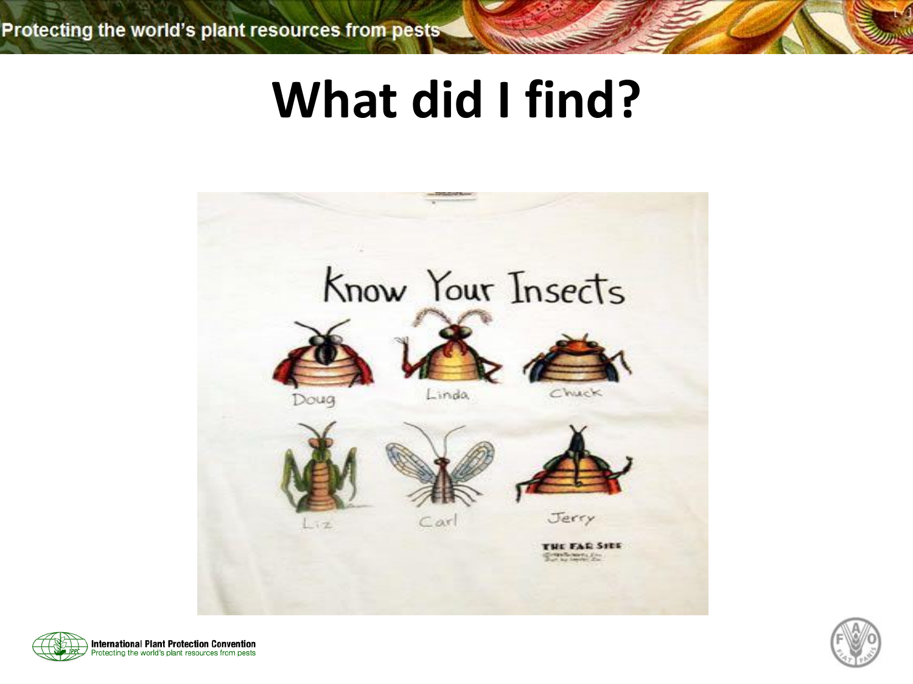# What did I find?

Know Your Insects

Doug

Linda

Chuck

Liz

Carl

Jerry

THE FAR SIDE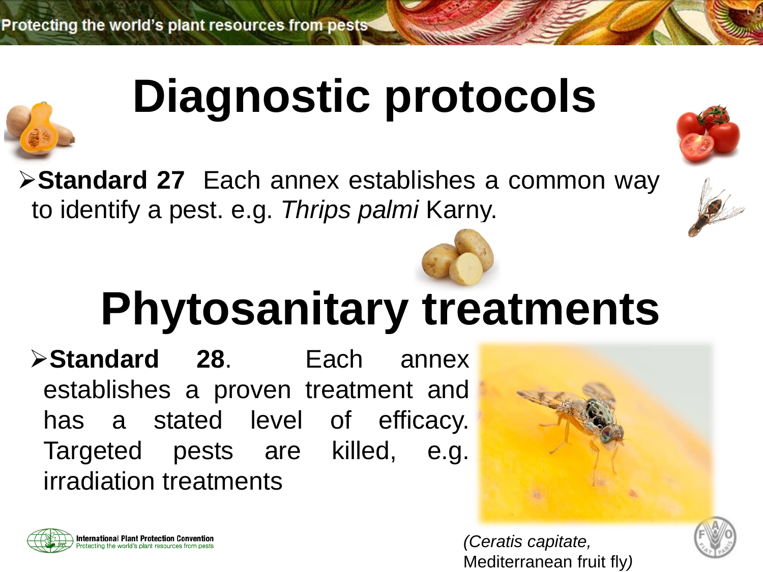# Diagnostic protocols

- **Standard 27** Each annex establishes a common way to identify a pest. e.g. *Thrips palmi* Karny.

# Phytosanitary treatments

- **Standard 28**. Each annex establishes a proven treatment and has a stated level of efficacy. Targeted pests are killed, e.g. irradiation treatments

*(Ceratis capitate,* Mediterranean fruit fly*)*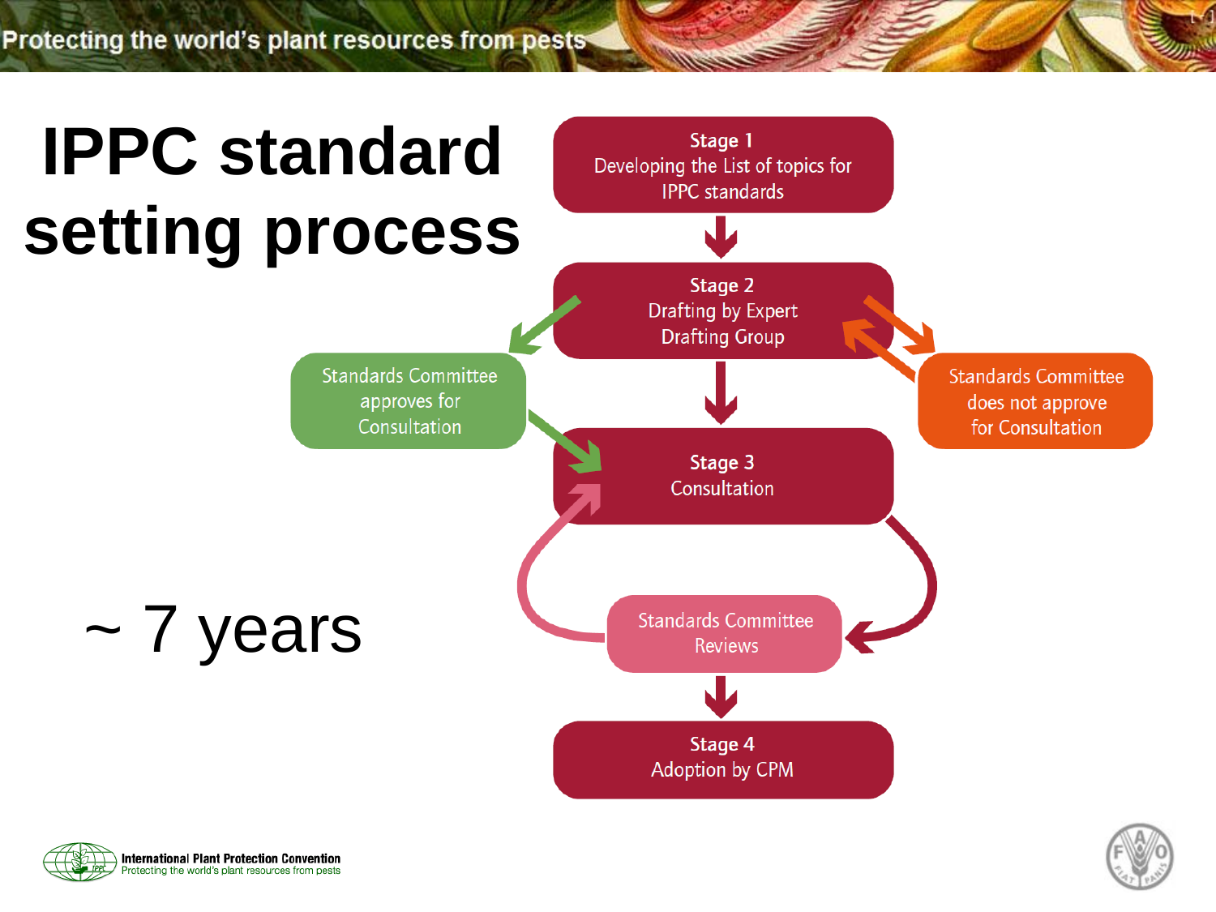# IPPC standard setting process

~ 7 years

**Stage 1**
Developing the List of topics for IPPC standards

**Stage 2**
Drafting by Expert Drafting Group

Standards Committee approves for Consultation

Standards Committee does not approve for Consultation

**Stage 3**
Consultation

Standards Committee Reviews

**Stage 4**
Adoption by CPM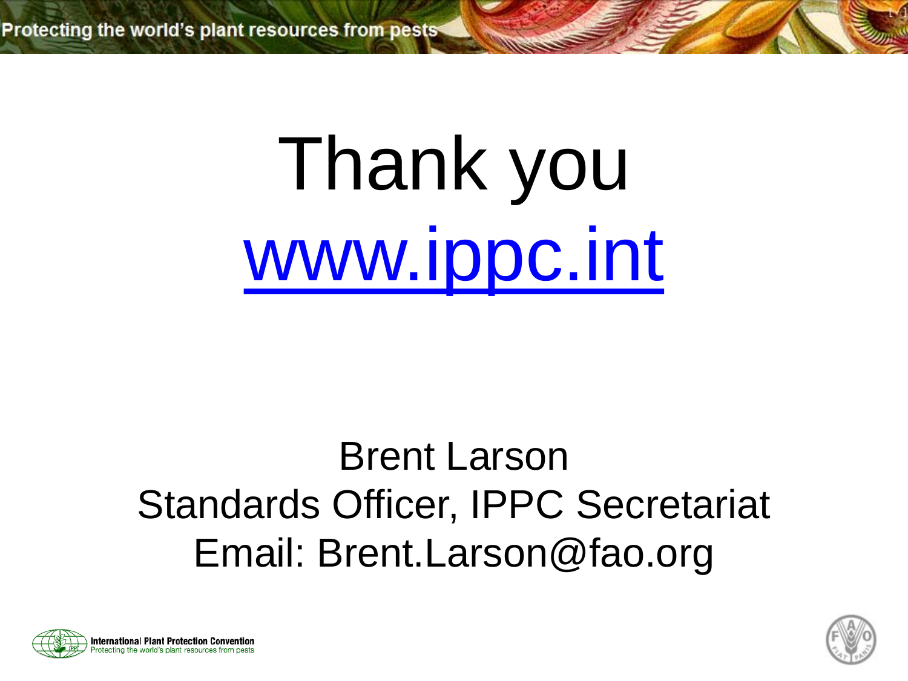# Thank you

www.ippc.int

Brent Larson
Standards Officer, IPPC Secretariat
Email: Brent.Larson@fao.org